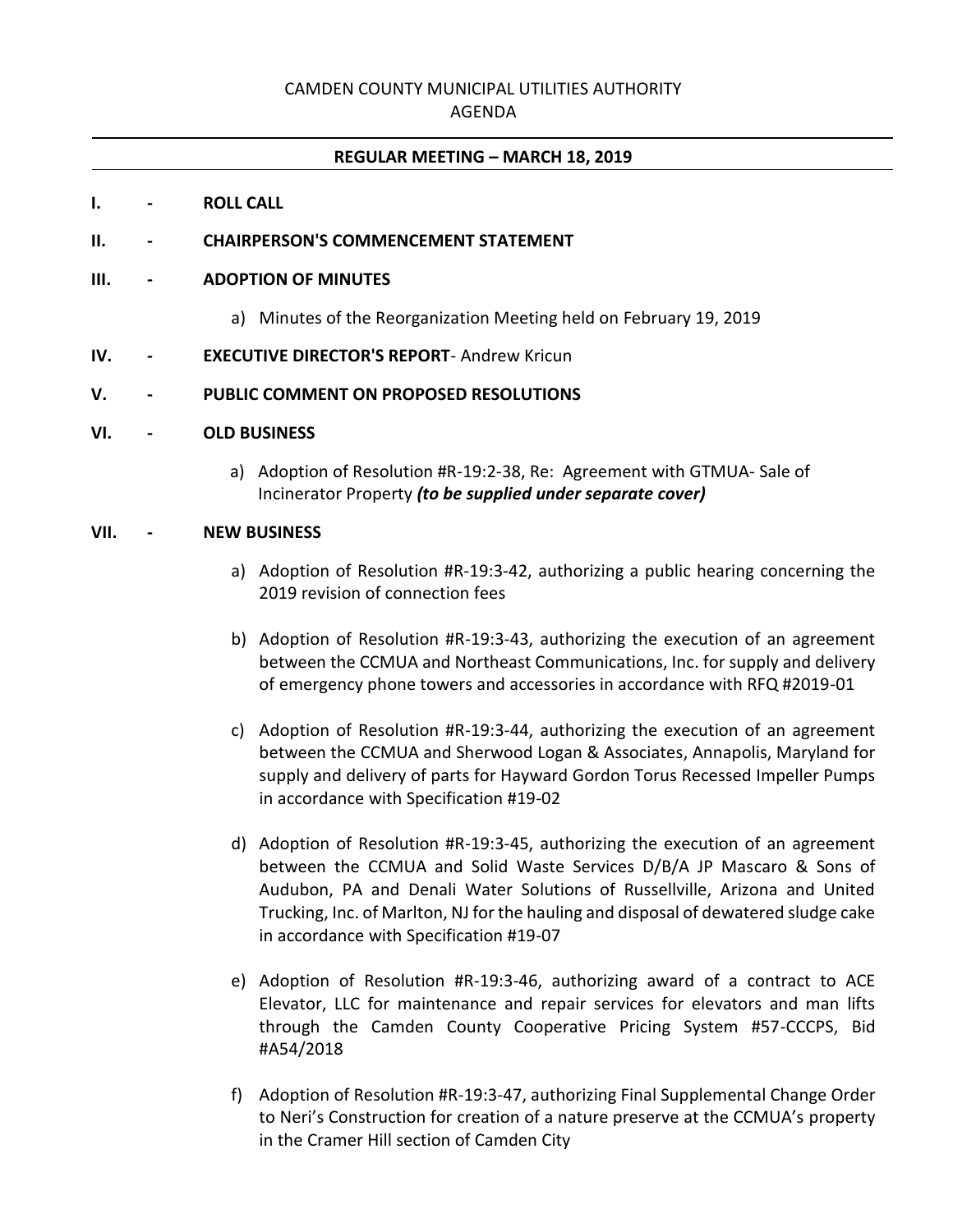# CAMDEN COUNTY MUNICIPAL UTILITIES AUTHORITY

## AGENDA

---

**REGULAR MEETING – MARCH 18, 2019**

---

**I. - ROLL CALL**

**II. - CHAIRPERSON'S COMMENCEMENT STATEMENT**

**III. - ADOPTION OF MINUTES**

a) Minutes of the Reorganization Meeting held on February 19, 2019

**IV. - EXECUTIVE DIRECTOR'S REPORT**- Andrew Kricun

**V. - PUBLIC COMMENT ON PROPOSED RESOLUTIONS**

**VI. - OLD BUSINESS**

a) Adoption of Resolution #R-19:2-38, Re: Agreement with GTMUA- Sale of Incinerator Property ***(to be supplied under separate cover)***

**VII. - NEW BUSINESS**

a) Adoption of Resolution #R-19:3-42, authorizing a public hearing concerning the 2019 revision of connection fees

b) Adoption of Resolution #R-19:3-43, authorizing the execution of an agreement between the CCMUA and Northeast Communications, Inc. for supply and delivery of emergency phone towers and accessories in accordance with RFQ #2019-01

c) Adoption of Resolution #R-19:3-44, authorizing the execution of an agreement between the CCMUA and Sherwood Logan & Associates, Annapolis, Maryland for supply and delivery of parts for Hayward Gordon Torus Recessed Impeller Pumps in accordance with Specification #19-02

d) Adoption of Resolution #R-19:3-45, authorizing the execution of an agreement between the CCMUA and Solid Waste Services D/B/A JP Mascaro & Sons of Audubon, PA and Denali Water Solutions of Russellville, Arizona and United Trucking, Inc. of Marlton, NJ for the hauling and disposal of dewatered sludge cake in accordance with Specification #19-07

e) Adoption of Resolution #R-19:3-46, authorizing award of a contract to ACE Elevator, LLC for maintenance and repair services for elevators and man lifts through the Camden County Cooperative Pricing System #57-CCCPS, Bid #A54/2018

f) Adoption of Resolution #R-19:3-47, authorizing Final Supplemental Change Order to Neri's Construction for creation of a nature preserve at the CCMUA's property in the Cramer Hill section of Camden City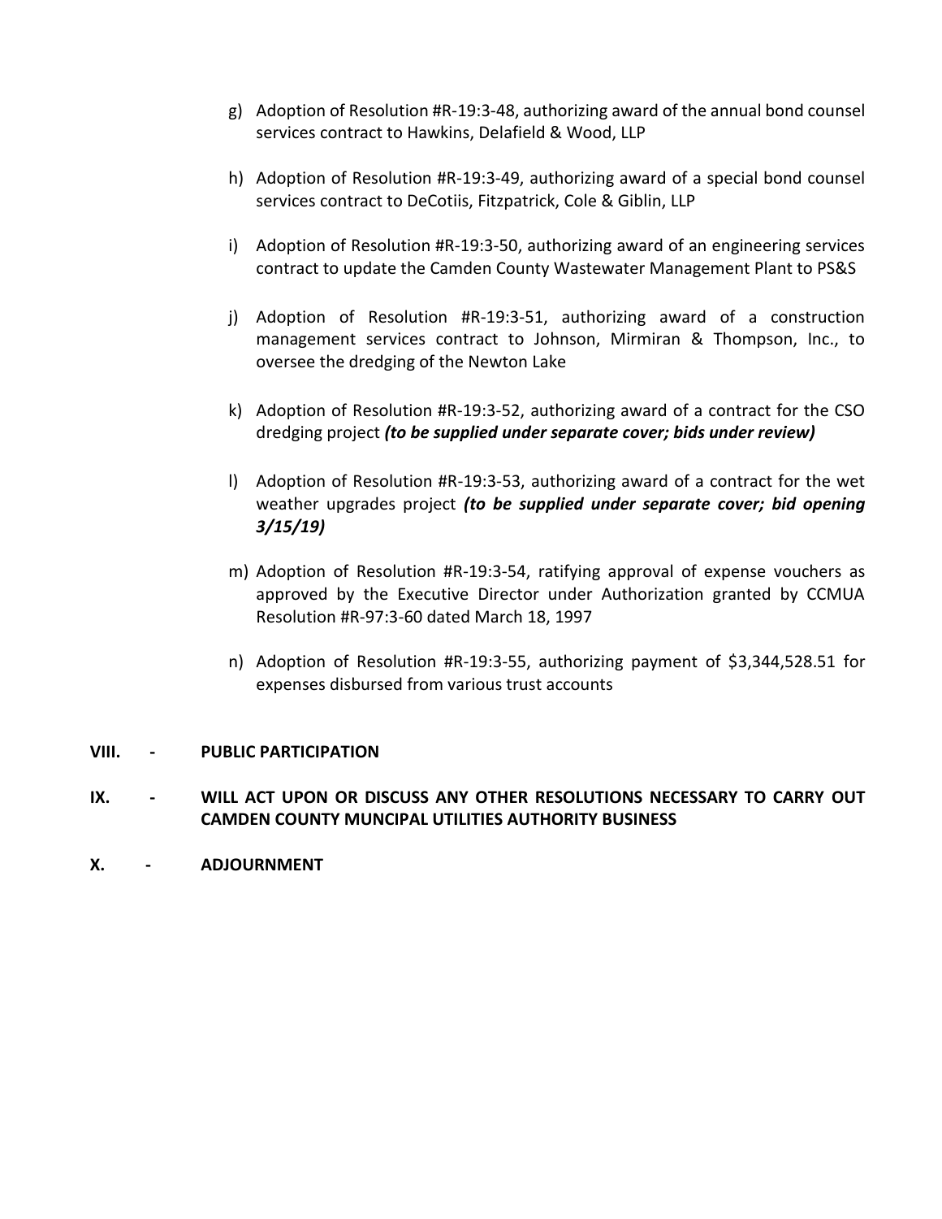g) Adoption of Resolution #R-19:3-48, authorizing award of the annual bond counsel services contract to Hawkins, Delafield & Wood, LLP

h) Adoption of Resolution #R-19:3-49, authorizing award of a special bond counsel services contract to DeCotiis, Fitzpatrick, Cole & Giblin, LLP

i) Adoption of Resolution #R-19:3-50, authorizing award of an engineering services contract to update the Camden County Wastewater Management Plant to PS&S

j) Adoption of Resolution #R-19:3-51, authorizing award of a construction management services contract to Johnson, Mirmiran & Thompson, Inc., to oversee the dredging of the Newton Lake

k) Adoption of Resolution #R-19:3-52, authorizing award of a contract for the CSO dredging project ***(to be supplied under separate cover; bids under review)***

l) Adoption of Resolution #R-19:3-53, authorizing award of a contract for the wet weather upgrades project ***(to be supplied under separate cover; bid opening 3/15/19)***

m) Adoption of Resolution #R-19:3-54, ratifying approval of expense vouchers as approved by the Executive Director under Authorization granted by CCMUA Resolution #R-97:3-60 dated March 18, 1997

n) Adoption of Resolution #R-19:3-55, authorizing payment of $3,344,528.51 for expenses disbursed from various trust accounts

**VIII. - PUBLIC PARTICIPATION**

**IX. - WILL ACT UPON OR DISCUSS ANY OTHER RESOLUTIONS NECESSARY TO CARRY OUT CAMDEN COUNTY MUNCIPAL UTILITIES AUTHORITY BUSINESS**

**X. - ADJOURNMENT**